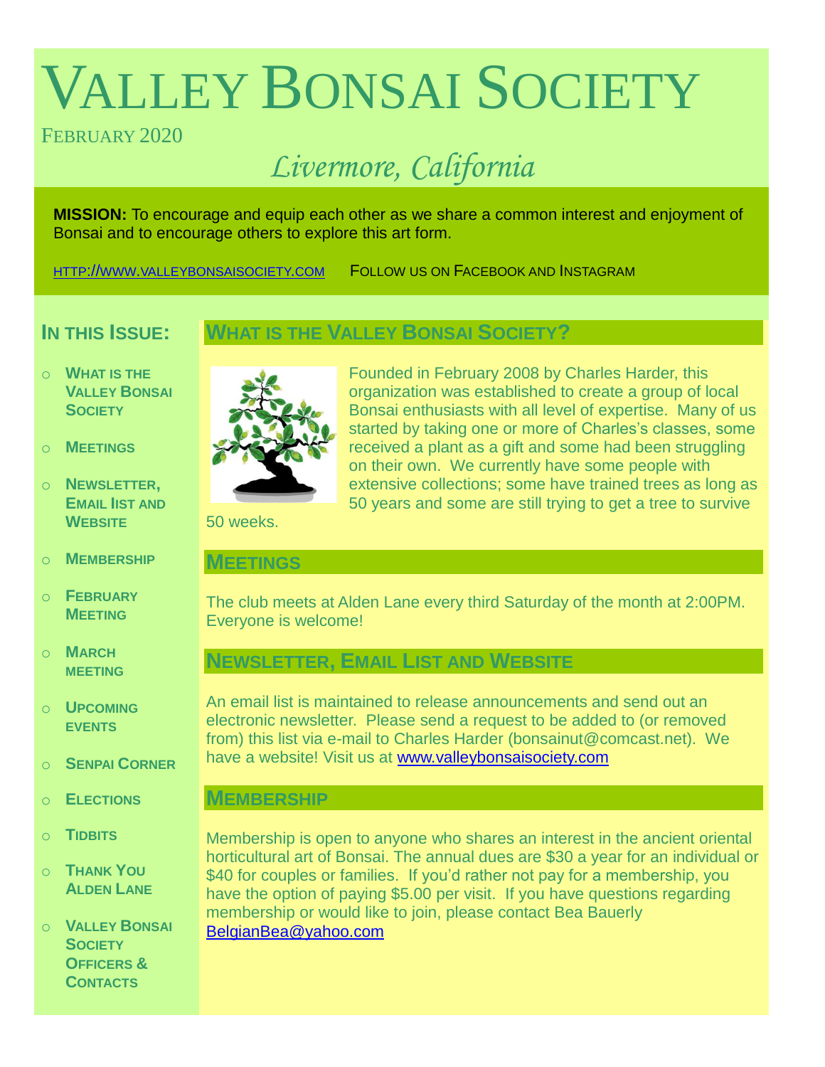# VALLEY BONSAI SOCIETY

FEBRUARY 2020

*Livermore, California*

**MISSION:** To encourage and equip each other as we share a common interest and enjoyment of Bonsai and to encourage others to explore this art form.

HTTP://WWW.VALLEYBONSAISOCIETY.COM FOLLOW US ON FACEBOOK AND INSTAGRAM

## IN THIS ISSUE:

- WHAT IS THE VALLEY BONSAI SOCIETY
- MEETINGS
- NEWSLETTER, EMAIL lIST AND WEBSITE
- MEMBERSHIP
- FEBRUARY MEETING
- MARCH MEETING
- UPCOMING EVENTS
- SENPAI CORNER
- ELECTIONS
- TIDBITS
- THANK YOU ALDEN LANE
- VALLEY BONSAI SOCIETY OFFICERS & CONTACTS

## WHAT IS THE VALLEY BONSAI SOCIETY?

Founded in February 2008 by Charles Harder, this organization was established to create a group of local Bonsai enthusiasts with all level of expertise. Many of us started by taking one or more of Charles's classes, some received a plant as a gift and some had been struggling on their own. We currently have some people with extensive collections; some have trained trees as long as 50 years and some are still trying to get a tree to survive 50 weeks.

## MEETINGS

The club meets at Alden Lane every third Saturday of the month at 2:00PM. Everyone is welcome!

## NEWSLETTER, EMAIL LIST AND WEBSITE

An email list is maintained to release announcements and send out an electronic newsletter. Please send a request to be added to (or removed from) this list via e-mail to Charles Harder (bonsainut@comcast.net). We have a website! Visit us at www.valleybonsaisociety.com

## MEMBERSHIP

Membership is open to anyone who shares an interest in the ancient oriental horticultural art of Bonsai. The annual dues are $30 a year for an individual or $40 for couples or families. If you'd rather not pay for a membership, you have the option of paying $5.00 per visit. If you have questions regarding membership or would like to join, please contact Bea Bauerly BelgianBea@yahoo.com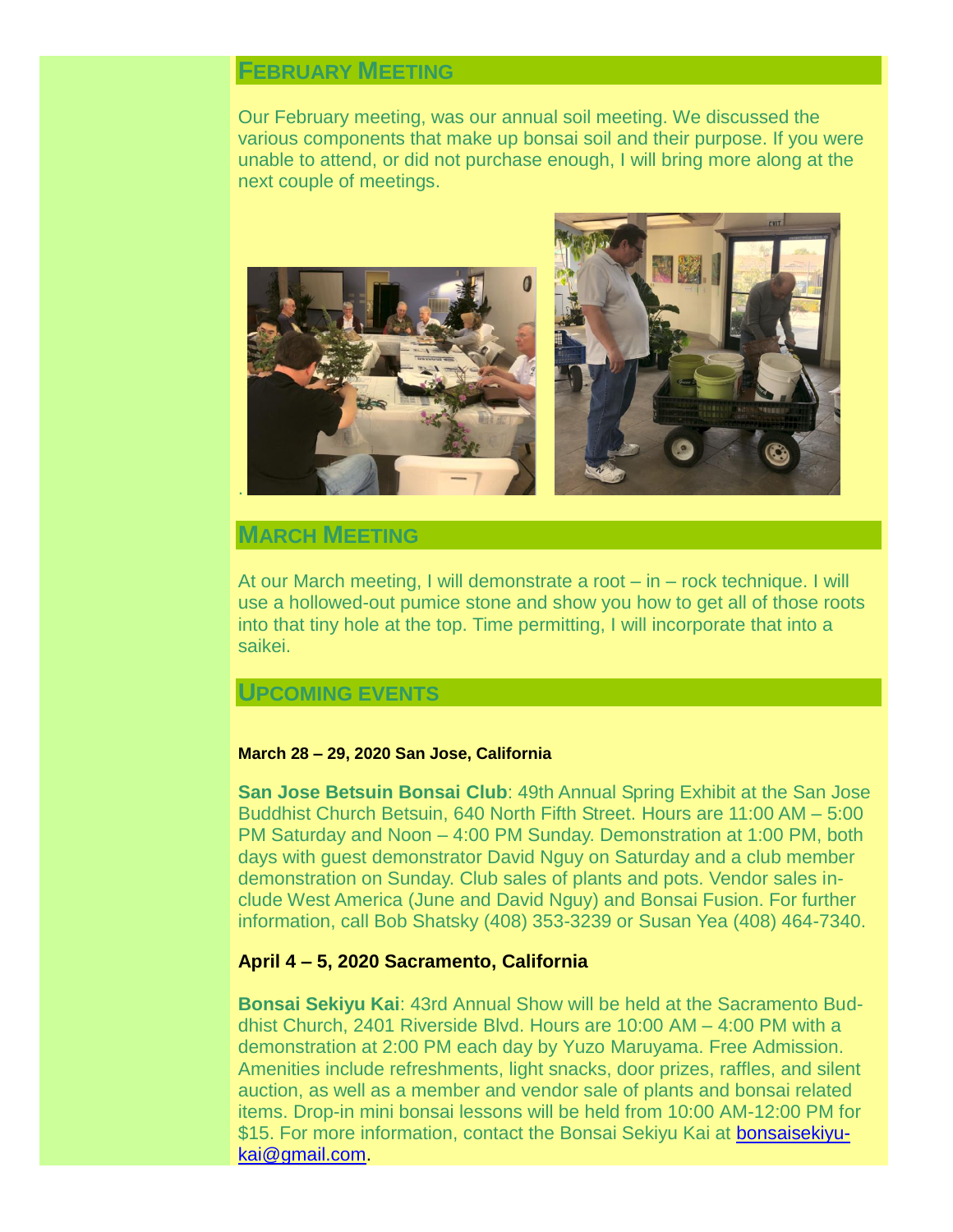## FEBRUARY MEETING

Our February meeting, was our annual soil meeting. We discussed the various components that make up bonsai soil and their purpose. If you were unable to attend, or did not purchase enough, I will bring more along at the next couple of meetings.

## MARCH MEETING

At our March meeting, I will demonstrate a root – in – rock technique. I will use a hollowed-out pumice stone and show you how to get all of those roots into that tiny hole at the top. Time permitting, I will incorporate that into a saikei.

## UPCOMING EVENTS

**March 28 – 29, 2020 San Jose, California**

**San Jose Betsuin Bonsai Club**: 49th Annual Spring Exhibit at the San Jose Buddhist Church Betsuin, 640 North Fifth Street. Hours are 11:00 AM – 5:00 PM Saturday and Noon – 4:00 PM Sunday. Demonstration at 1:00 PM, both days with guest demonstrator David Nguy on Saturday and a club member demonstration on Sunday. Club sales of plants and pots. Vendor sales include West America (June and David Nguy) and Bonsai Fusion. For further information, call Bob Shatsky (408) 353-3239 or Susan Yea (408) 464-7340.

**April 4 – 5, 2020 Sacramento, California**

**Bonsai Sekiyu Kai**: 43rd Annual Show will be held at the Sacramento Buddhist Church, 2401 Riverside Blvd. Hours are 10:00 AM – 4:00 PM with a demonstration at 2:00 PM each day by Yuzo Maruyama. Free Admission. Amenities include refreshments, light snacks, door prizes, raffles, and silent auction, as well as a member and vendor sale of plants and bonsai related items. Drop-in mini bonsai lessons will be held from 10:00 AM-12:00 PM for $15. For more information, contact the Bonsai Sekiyu Kai at bonsaisekiyu-kai@gmail.com.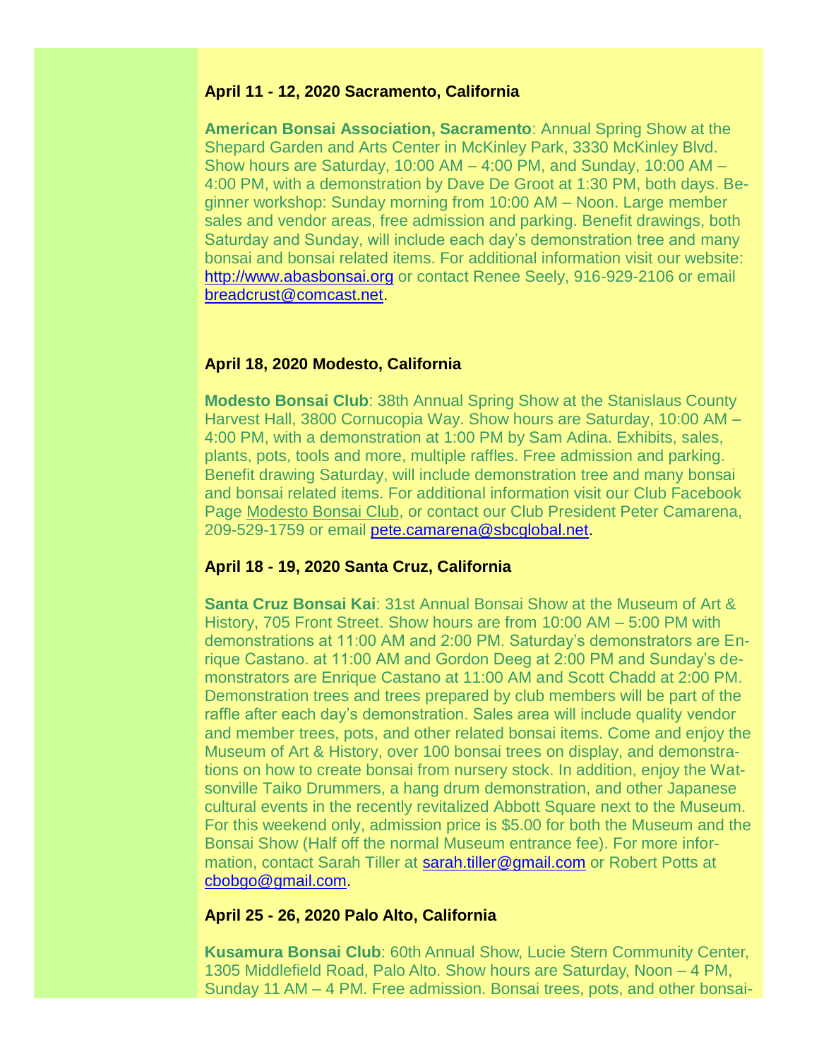**April 11 - 12, 2020 Sacramento, California**

**American Bonsai Association, Sacramento**: Annual Spring Show at the Shepard Garden and Arts Center in McKinley Park, 3330 McKinley Blvd. Show hours are Saturday, 10:00 AM – 4:00 PM, and Sunday, 10:00 AM – 4:00 PM, with a demonstration by Dave De Groot at 1:30 PM, both days. Beginner workshop: Sunday morning from 10:00 AM – Noon. Large member sales and vendor areas, free admission and parking. Benefit drawings, both Saturday and Sunday, will include each day's demonstration tree and many bonsai and bonsai related items. For additional information visit our website: http://www.abasbonsai.org or contact Renee Seely, 916-929-2106 or email breadcrust@comcast.net.

**April 18, 2020 Modesto, California**

**Modesto Bonsai Club**: 38th Annual Spring Show at the Stanislaus County Harvest Hall, 3800 Cornucopia Way. Show hours are Saturday, 10:00 AM – 4:00 PM, with a demonstration at 1:00 PM by Sam Adina. Exhibits, sales, plants, pots, tools and more, multiple raffles. Free admission and parking. Benefit drawing Saturday, will include demonstration tree and many bonsai and bonsai related items. For additional information visit our Club Facebook Page Modesto Bonsai Club, or contact our Club President Peter Camarena, 209-529-1759 or email pete.camarena@sbcglobal.net.

**April 18 - 19, 2020 Santa Cruz, California**

**Santa Cruz Bonsai Kai**: 31st Annual Bonsai Show at the Museum of Art & History, 705 Front Street. Show hours are from 10:00 AM – 5:00 PM with demonstrations at 11:00 AM and 2:00 PM. Saturday's demonstrators are Enrique Castano. at 11:00 AM and Gordon Deeg at 2:00 PM and Sunday's demonstrators are Enrique Castano at 11:00 AM and Scott Chadd at 2:00 PM. Demonstration trees and trees prepared by club members will be part of the raffle after each day's demonstration. Sales area will include quality vendor and member trees, pots, and other related bonsai items. Come and enjoy the Museum of Art & History, over 100 bonsai trees on display, and demonstrations on how to create bonsai from nursery stock. In addition, enjoy the Watsonville Taiko Drummers, a hang drum demonstration, and other Japanese cultural events in the recently revitalized Abbott Square next to the Museum. For this weekend only, admission price is $5.00 for both the Museum and the Bonsai Show (Half off the normal Museum entrance fee). For more information, contact Sarah Tiller at sarah.tiller@gmail.com or Robert Potts at cbobgo@gmail.com.

**April 25 - 26, 2020 Palo Alto, California**

**Kusamura Bonsai Club**: 60th Annual Show, Lucie Stern Community Center, 1305 Middlefield Road, Palo Alto. Show hours are Saturday, Noon – 4 PM, Sunday 11 AM – 4 PM. Free admission. Bonsai trees, pots, and other bonsai-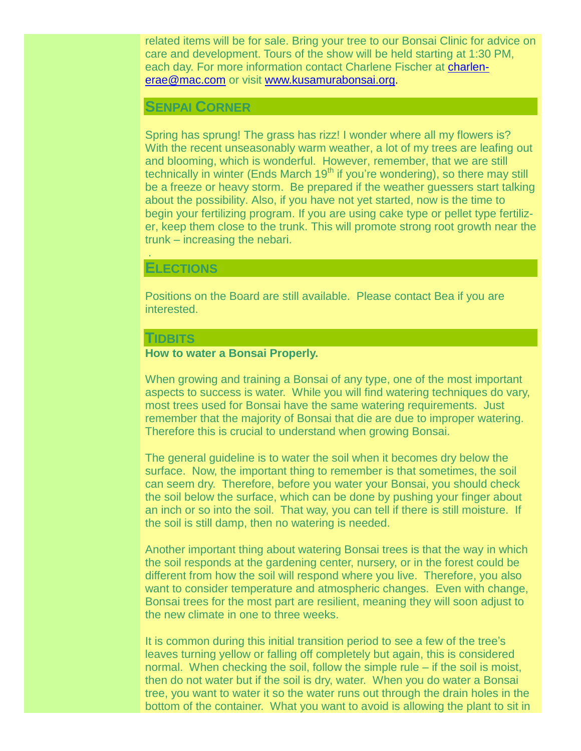related items will be for sale. Bring your tree to our Bonsai Clinic for advice on care and development. Tours of the show will be held starting at 1:30 PM, each day. For more information contact Charlene Fischer at charlenerae@mac.com or visit www.kusamurabonsai.org.

## Senpai Corner

Spring has sprung! The grass has rizz! I wonder where all my flowers is? With the recent unseasonably warm weather, a lot of my trees are leafing out and blooming, which is wonderful. However, remember, that we are still technically in winter (Ends March 19th if you're wondering), so there may still be a freeze or heavy storm. Be prepared if the weather guessers start talking about the possibility. Also, if you have not yet started, now is the time to begin your fertilizing program. If you are using cake type or pellet type fertilizer, keep them close to the trunk. This will promote strong root growth near the trunk – increasing the nebari.

## Elections

Positions on the Board are still available. Please contact Bea if you are interested.

## Tidbits

**How to water a Bonsai Properly.**

When growing and training a Bonsai of any type, one of the most important aspects to success is water. While you will find watering techniques do vary, most trees used for Bonsai have the same watering requirements. Just remember that the majority of Bonsai that die are due to improper watering. Therefore this is crucial to understand when growing Bonsai.

The general guideline is to water the soil when it becomes dry below the surface. Now, the important thing to remember is that sometimes, the soil can seem dry. Therefore, before you water your Bonsai, you should check the soil below the surface, which can be done by pushing your finger about an inch or so into the soil. That way, you can tell if there is still moisture. If the soil is still damp, then no watering is needed.

Another important thing about watering Bonsai trees is that the way in which the soil responds at the gardening center, nursery, or in the forest could be different from how the soil will respond where you live. Therefore, you also want to consider temperature and atmospheric changes. Even with change, Bonsai trees for the most part are resilient, meaning they will soon adjust to the new climate in one to three weeks.

It is common during this initial transition period to see a few of the tree's leaves turning yellow or falling off completely but again, this is considered normal. When checking the soil, follow the simple rule – if the soil is moist, then do not water but if the soil is dry, water. When you do water a Bonsai tree, you want to water it so the water runs out through the drain holes in the bottom of the container. What you want to avoid is allowing the plant to sit in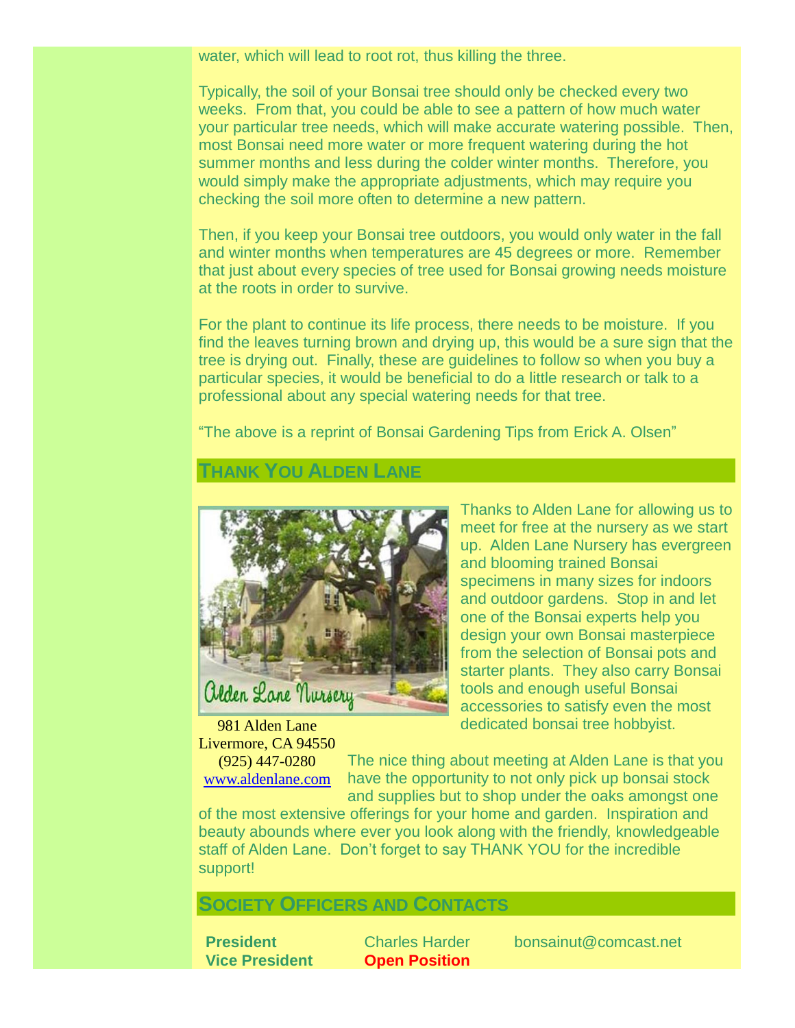water, which will lead to root rot, thus killing the three.

Typically, the soil of your Bonsai tree should only be checked every two weeks. From that, you could be able to see a pattern of how much water your particular tree needs, which will make accurate watering possible. Then, most Bonsai need more water or more frequent watering during the hot summer months and less during the colder winter months. Therefore, you would simply make the appropriate adjustments, which may require you checking the soil more often to determine a new pattern.

Then, if you keep your Bonsai tree outdoors, you would only water in the fall and winter months when temperatures are 45 degrees or more. Remember that just about every species of tree used for Bonsai growing needs moisture at the roots in order to survive.

For the plant to continue its life process, there needs to be moisture. If you find the leaves turning brown and drying up, this would be a sure sign that the tree is drying out. Finally, these are guidelines to follow so when you buy a particular species, it would be beneficial to do a little research or talk to a professional about any special watering needs for that tree.

"The above is a reprint of Bonsai Gardening Tips from Erick A. Olsen"

## Thank You Alden Lane

Thanks to Alden Lane for allowing us to meet for free at the nursery as we start up. Alden Lane Nursery has evergreen and blooming trained Bonsai specimens in many sizes for indoors and outdoor gardens. Stop in and let one of the Bonsai experts help you design your own Bonsai masterpiece from the selection of Bonsai pots and starter plants. They also carry Bonsai tools and enough useful Bonsai accessories to satisfy even the most dedicated bonsai tree hobbyist.

981 Alden Lane
Livermore, CA 94550
(925) 447-0280
www.aldenlane.com

The nice thing about meeting at Alden Lane is that you have the opportunity to not only pick up bonsai stock and supplies but to shop under the oaks amongst one of the most extensive offerings for your home and garden. Inspiration and beauty abounds where ever you look along with the friendly, knowledgeable staff of Alden Lane. Don't forget to say THANK YOU for the incredible support!

## Society Officers and Contacts

| | | |
|---|---|---|
| **President** | Charles Harder | bonsainut@comcast.net |
| **Vice President** | **Open Position** | |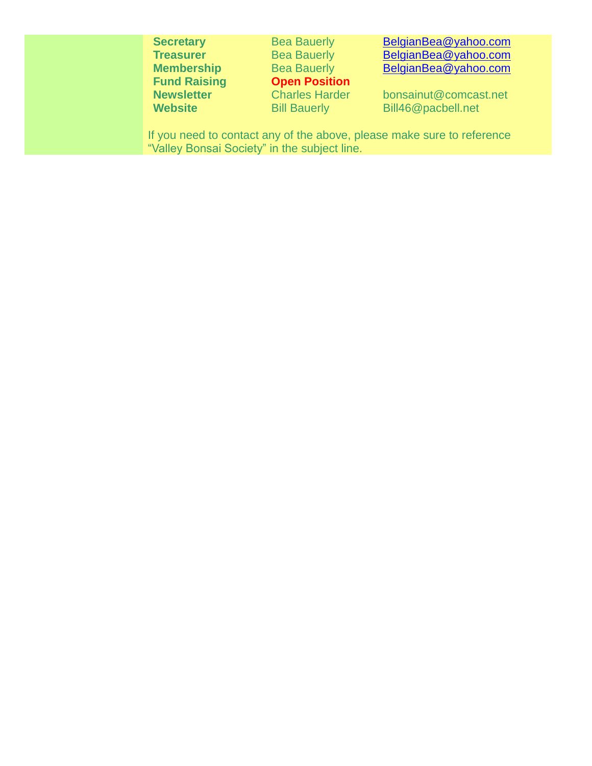| | | |
|---|---|---|
| **Secretary** | Bea Bauerly | BelgianBea@yahoo.com |
| **Treasurer** | Bea Bauerly | BelgianBea@yahoo.com |
| **Membership** | Bea Bauerly | BelgianBea@yahoo.com |
| **Fund Raising** | **Open Position** | |
| **Newsletter** | Charles Harder | bonsainut@comcast.net |
| **Website** | Bill Bauerly | Bill46@pacbell.net |

If you need to contact any of the above, please make sure to reference "Valley Bonsai Society" in the subject line.